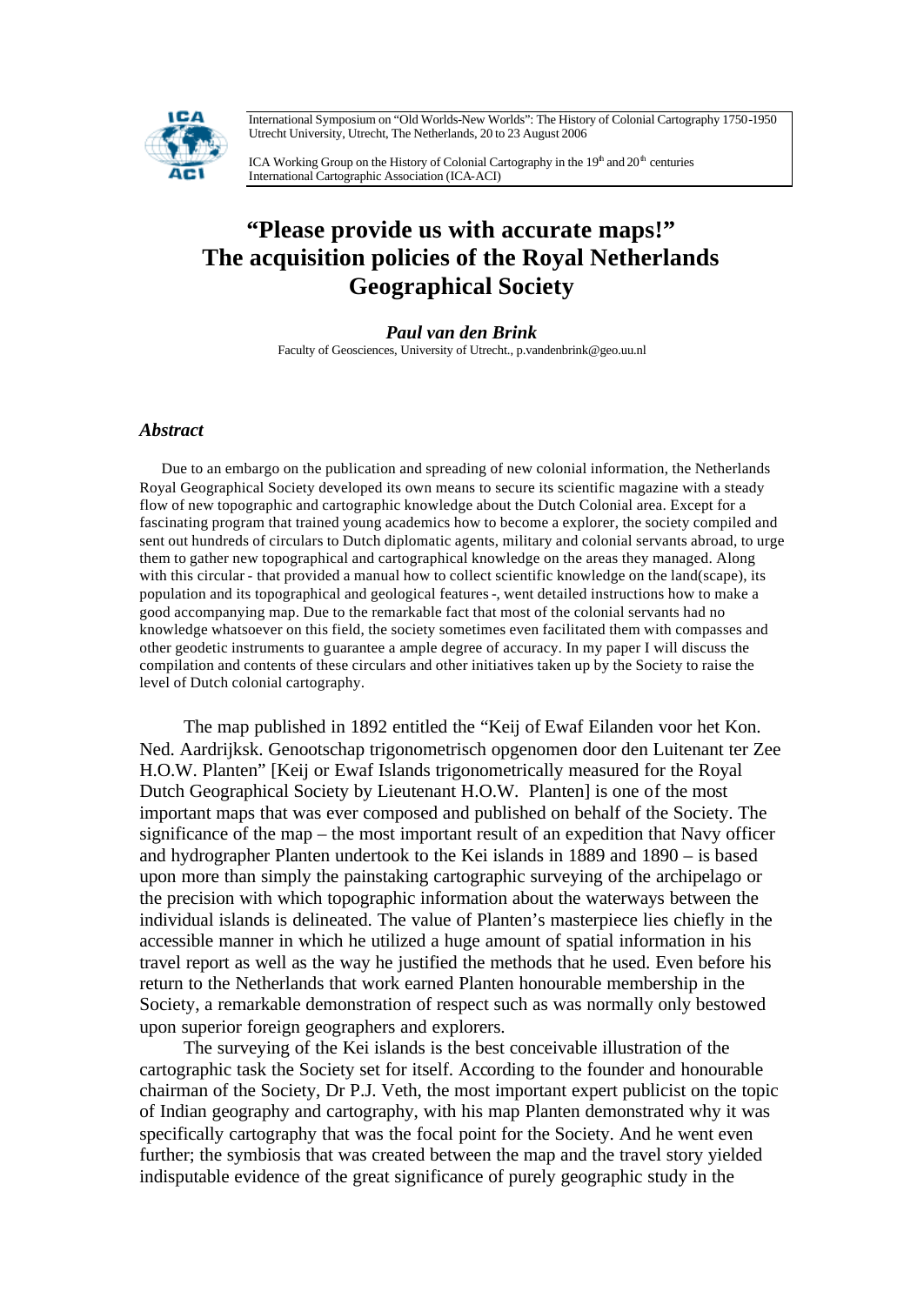International Symposium on "Old Worlds-New Worlds": The History of Colonial Cartography 1750-1950
Utrecht University, Utrecht, The Netherlands, 20 to 23 August 2006

ICA Working Group on the History of Colonial Cartography in the 19th and 20th centuries
International Cartographic Association (ICA-ACI)

# "Please provide us with accurate maps!" The acquisition policies of the Royal Netherlands Geographical Society

***Paul van den Brink***

Faculty of Geosciences, University of Utrecht., p.vandenbrink@geo.uu.nl

## *Abstract*

Due to an embargo on the publication and spreading of new colonial information, the Netherlands Royal Geographical Society developed its own means to secure its scientific magazine with a steady flow of new topographic and cartographic knowledge about the Dutch Colonial area. Except for a fascinating program that trained young academics how to become a explorer, the society compiled and sent out hundreds of circulars to Dutch diplomatic agents, military and colonial servants abroad, to urge them to gather new topographical and cartographical knowledge on the areas they managed. Along with this circular - that provided a manual how to collect scientific knowledge on the land(scape), its population and its topographical and geological features -, went detailed instructions how to make a good accompanying map. Due to the remarkable fact that most of the colonial servants had no knowledge whatsoever on this field, the society sometimes even facilitated them with compasses and other geodetic instruments to guarantee a ample degree of accuracy. In my paper I will discuss the compilation and contents of these circulars and other initiatives taken up by the Society to raise the level of Dutch colonial cartography.

The map published in 1892 entitled the "Keij of Ewaf Eilanden voor het Kon. Ned. Aardrijksk. Genootschap trigonometrisch opgenomen door den Luitenant ter Zee H.O.W. Planten" [Keij or Ewaf Islands trigonometrically measured for the Royal Dutch Geographical Society by Lieutenant H.O.W. Planten] is one of the most important maps that was ever composed and published on behalf of the Society. The significance of the map – the most important result of an expedition that Navy officer and hydrographer Planten undertook to the Kei islands in 1889 and 1890 – is based upon more than simply the painstaking cartographic surveying of the archipelago or the precision with which topographic information about the waterways between the individual islands is delineated. The value of Planten's masterpiece lies chiefly in the accessible manner in which he utilized a huge amount of spatial information in his travel report as well as the way he justified the methods that he used. Even before his return to the Netherlands that work earned Planten honourable membership in the Society, a remarkable demonstration of respect such as was normally only bestowed upon superior foreign geographers and explorers.

The surveying of the Kei islands is the best conceivable illustration of the cartographic task the Society set for itself. According to the founder and honourable chairman of the Society, Dr P.J. Veth, the most important expert publicist on the topic of Indian geography and cartography, with his map Planten demonstrated why it was specifically cartography that was the focal point for the Society. And he went even further; the symbiosis that was created between the map and the travel story yielded indisputable evidence of the great significance of purely geographic study in the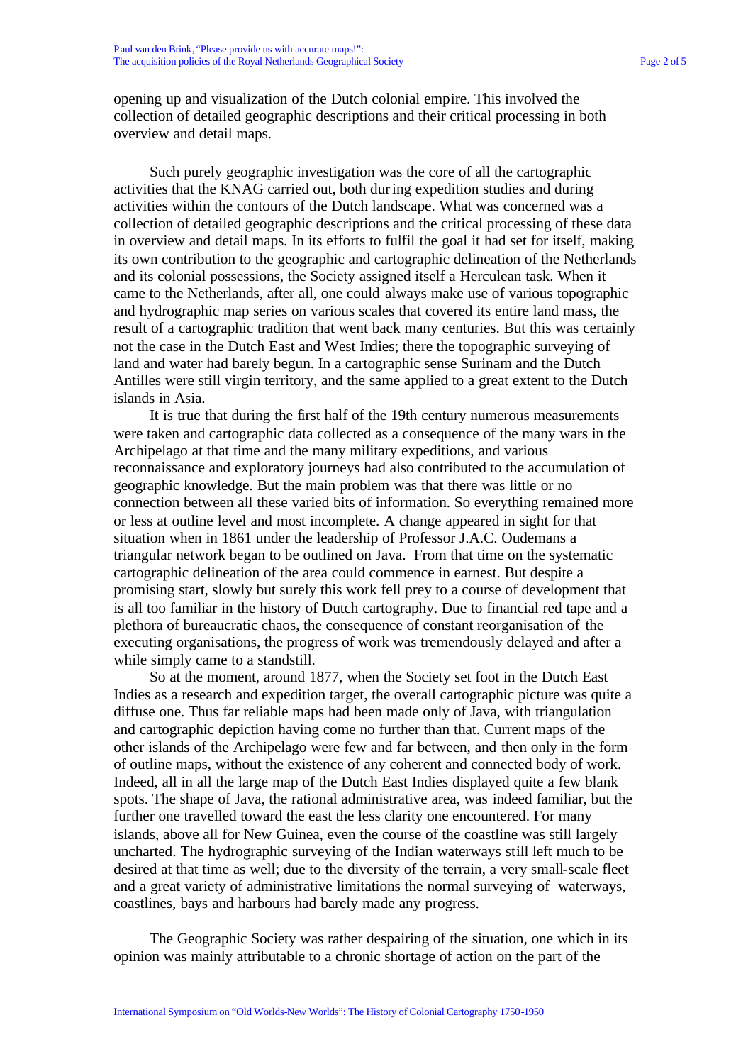opening up and visualization of the Dutch colonial empire. This involved the collection of detailed geographic descriptions and their critical processing in both overview and detail maps.

Such purely geographic investigation was the core of all the cartographic activities that the KNAG carried out, both during expedition studies and during activities within the contours of the Dutch landscape. What was concerned was a collection of detailed geographic descriptions and the critical processing of these data in overview and detail maps. In its efforts to fulfil the goal it had set for itself, making its own contribution to the geographic and cartographic delineation of the Netherlands and its colonial possessions, the Society assigned itself a Herculean task. When it came to the Netherlands, after all, one could always make use of various topographic and hydrographic map series on various scales that covered its entire land mass, the result of a cartographic tradition that went back many centuries. But this was certainly not the case in the Dutch East and West Indies; there the topographic surveying of land and water had barely begun. In a cartographic sense Surinam and the Dutch Antilles were still virgin territory, and the same applied to a great extent to the Dutch islands in Asia.

It is true that during the first half of the 19th century numerous measurements were taken and cartographic data collected as a consequence of the many wars in the Archipelago at that time and the many military expeditions, and various reconnaissance and exploratory journeys had also contributed to the accumulation of geographic knowledge. But the main problem was that there was little or no connection between all these varied bits of information. So everything remained more or less at outline level and most incomplete. A change appeared in sight for that situation when in 1861 under the leadership of Professor J.A.C. Oudemans a triangular network began to be outlined on Java. From that time on the systematic cartographic delineation of the area could commence in earnest. But despite a promising start, slowly but surely this work fell prey to a course of development that is all too familiar in the history of Dutch cartography. Due to financial red tape and a plethora of bureaucratic chaos, the consequence of constant reorganisation of the executing organisations, the progress of work was tremendously delayed and after a while simply came to a standstill.

So at the moment, around 1877, when the Society set foot in the Dutch East Indies as a research and expedition target, the overall cartographic picture was quite a diffuse one. Thus far reliable maps had been made only of Java, with triangulation and cartographic depiction having come no further than that. Current maps of the other islands of the Archipelago were few and far between, and then only in the form of outline maps, without the existence of any coherent and connected body of work. Indeed, all in all the large map of the Dutch East Indies displayed quite a few blank spots. The shape of Java, the rational administrative area, was indeed familiar, but the further one travelled toward the east the less clarity one encountered. For many islands, above all for New Guinea, even the course of the coastline was still largely uncharted. The hydrographic surveying of the Indian waterways still left much to be desired at that time as well; due to the diversity of the terrain, a very small-scale fleet and a great variety of administrative limitations the normal surveying of waterways, coastlines, bays and harbours had barely made any progress.

The Geographic Society was rather despairing of the situation, one which in its opinion was mainly attributable to a chronic shortage of action on the part of the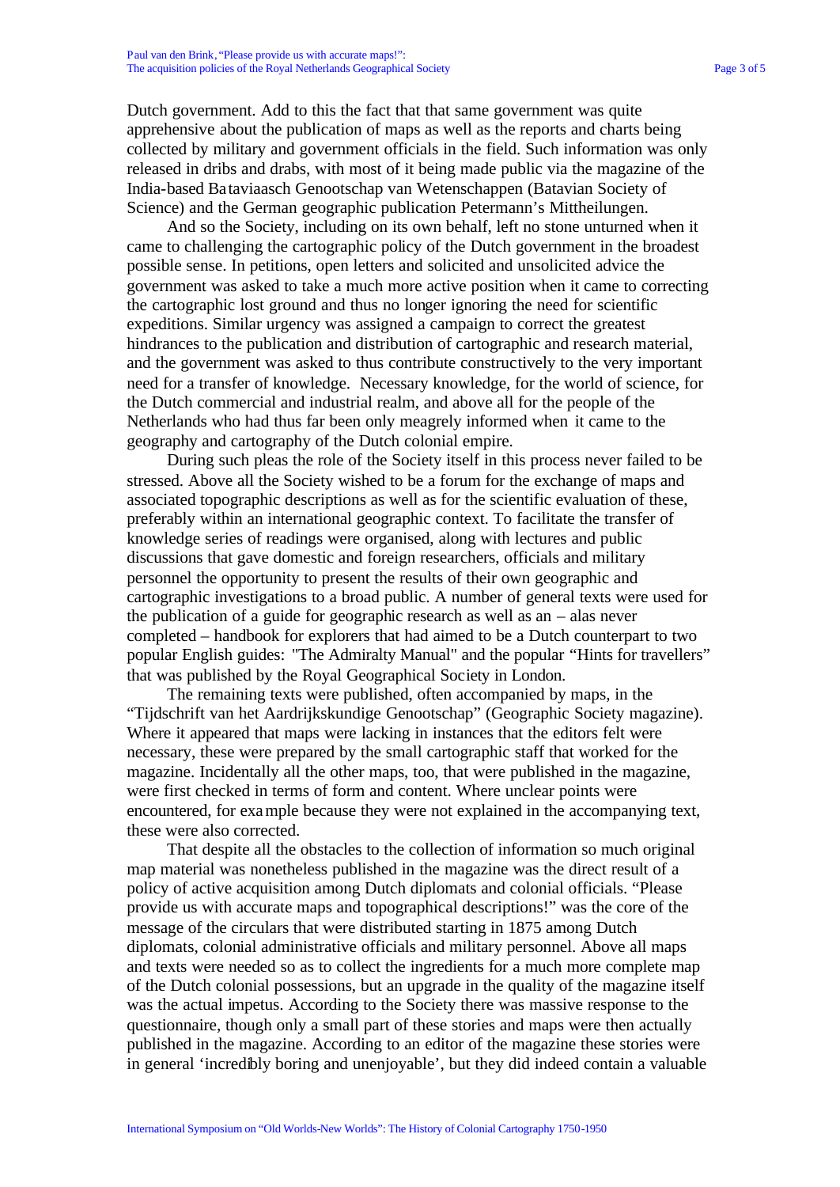Dutch government. Add to this the fact that that same government was quite apprehensive about the publication of maps as well as the reports and charts being collected by military and government officials in the field. Such information was only released in dribs and drabs, with most of it being made public via the magazine of the India-based Bataviaasch Genootschap van Wetenschappen (Batavian Society of Science) and the German geographic publication Petermann's Mittheilungen.

And so the Society, including on its own behalf, left no stone unturned when it came to challenging the cartographic policy of the Dutch government in the broadest possible sense. In petitions, open letters and solicited and unsolicited advice the government was asked to take a much more active position when it came to correcting the cartographic lost ground and thus no longer ignoring the need for scientific expeditions. Similar urgency was assigned a campaign to correct the greatest hindrances to the publication and distribution of cartographic and research material, and the government was asked to thus contribute constructively to the very important need for a transfer of knowledge. Necessary knowledge, for the world of science, for the Dutch commercial and industrial realm, and above all for the people of the Netherlands who had thus far been only meagrely informed when it came to the geography and cartography of the Dutch colonial empire.

During such pleas the role of the Society itself in this process never failed to be stressed. Above all the Society wished to be a forum for the exchange of maps and associated topographic descriptions as well as for the scientific evaluation of these, preferably within an international geographic context. To facilitate the transfer of knowledge series of readings were organised, along with lectures and public discussions that gave domestic and foreign researchers, officials and military personnel the opportunity to present the results of their own geographic and cartographic investigations to a broad public. A number of general texts were used for the publication of a guide for geographic research as well as an – alas never completed – handbook for explorers that had aimed to be a Dutch counterpart to two popular English guides: "The Admiralty Manual" and the popular "Hints for travellers" that was published by the Royal Geographical Society in London.

The remaining texts were published, often accompanied by maps, in the "Tijdschrift van het Aardrijkskundige Genootschap" (Geographic Society magazine). Where it appeared that maps were lacking in instances that the editors felt were necessary, these were prepared by the small cartographic staff that worked for the magazine. Incidentally all the other maps, too, that were published in the magazine, were first checked in terms of form and content. Where unclear points were encountered, for example because they were not explained in the accompanying text, these were also corrected.

That despite all the obstacles to the collection of information so much original map material was nonetheless published in the magazine was the direct result of a policy of active acquisition among Dutch diplomats and colonial officials. "Please provide us with accurate maps and topographical descriptions!" was the core of the message of the circulars that were distributed starting in 1875 among Dutch diplomats, colonial administrative officials and military personnel. Above all maps and texts were needed so as to collect the ingredients for a much more complete map of the Dutch colonial possessions, but an upgrade in the quality of the magazine itself was the actual impetus. According to the Society there was massive response to the questionnaire, though only a small part of these stories and maps were then actually published in the magazine. According to an editor of the magazine these stories were in general 'incredibly boring and unenjoyable', but they did indeed contain a valuable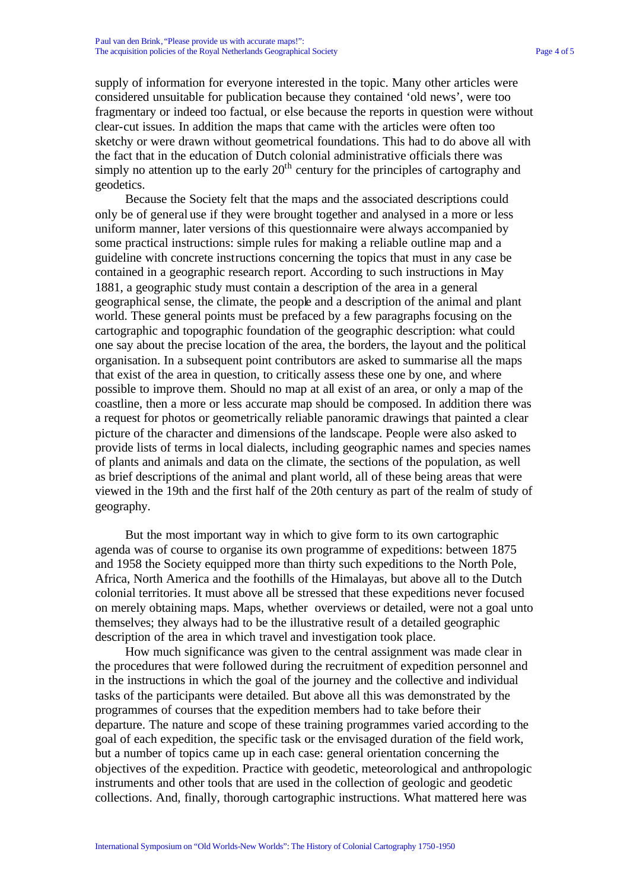supply of information for everyone interested in the topic. Many other articles were considered unsuitable for publication because they contained 'old news', were too fragmentary or indeed too factual, or else because the reports in question were without clear-cut issues. In addition the maps that came with the articles were often too sketchy or were drawn without geometrical foundations. This had to do above all with the fact that in the education of Dutch colonial administrative officials there was simply no attention up to the early 20th century for the principles of cartography and geodetics.

Because the Society felt that the maps and the associated descriptions could only be of general use if they were brought together and analysed in a more or less uniform manner, later versions of this questionnaire were always accompanied by some practical instructions: simple rules for making a reliable outline map and a guideline with concrete instructions concerning the topics that must in any case be contained in a geographic research report. According to such instructions in May 1881, a geographic study must contain a description of the area in a general geographical sense, the climate, the people and a description of the animal and plant world. These general points must be prefaced by a few paragraphs focusing on the cartographic and topographic foundation of the geographic description: what could one say about the precise location of the area, the borders, the layout and the political organisation. In a subsequent point contributors are asked to summarise all the maps that exist of the area in question, to critically assess these one by one, and where possible to improve them. Should no map at all exist of an area, or only a map of the coastline, then a more or less accurate map should be composed. In addition there was a request for photos or geometrically reliable panoramic drawings that painted a clear picture of the character and dimensions of the landscape. People were also asked to provide lists of terms in local dialects, including geographic names and species names of plants and animals and data on the climate, the sections of the population, as well as brief descriptions of the animal and plant world, all of these being areas that were viewed in the 19th and the first half of the 20th century as part of the realm of study of geography.

But the most important way in which to give form to its own cartographic agenda was of course to organise its own programme of expeditions: between 1875 and 1958 the Society equipped more than thirty such expeditions to the North Pole, Africa, North America and the foothills of the Himalayas, but above all to the Dutch colonial territories. It must above all be stressed that these expeditions never focused on merely obtaining maps. Maps, whether overviews or detailed, were not a goal unto themselves; they always had to be the illustrative result of a detailed geographic description of the area in which travel and investigation took place.

How much significance was given to the central assignment was made clear in the procedures that were followed during the recruitment of expedition personnel and in the instructions in which the goal of the journey and the collective and individual tasks of the participants were detailed. But above all this was demonstrated by the programmes of courses that the expedition members had to take before their departure. The nature and scope of these training programmes varied according to the goal of each expedition, the specific task or the envisaged duration of the field work, but a number of topics came up in each case: general orientation concerning the objectives of the expedition. Practice with geodetic, meteorological and anthropologic instruments and other tools that are used in the collection of geologic and geodetic collections. And, finally, thorough cartographic instructions. What mattered here was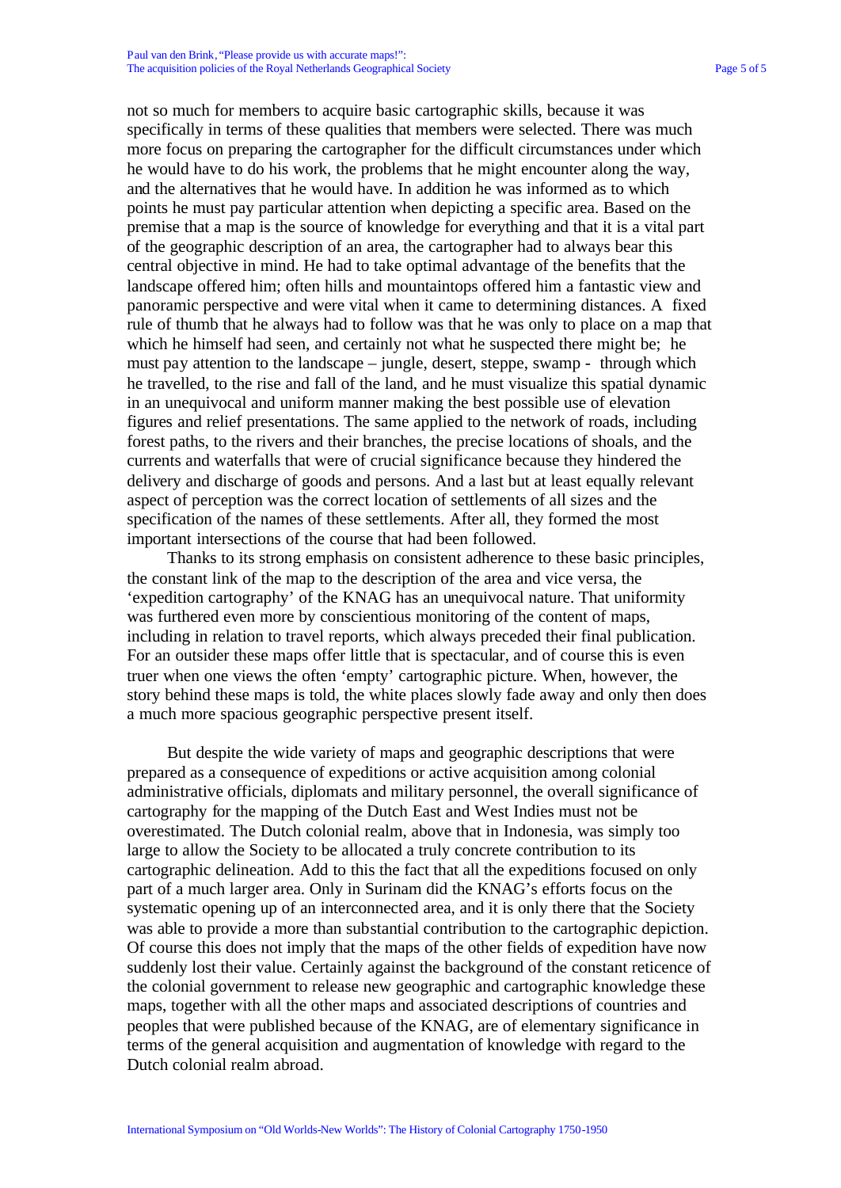not so much for members to acquire basic cartographic skills, because it was specifically in terms of these qualities that members were selected. There was much more focus on preparing the cartographer for the difficult circumstances under which he would have to do his work, the problems that he might encounter along the way, and the alternatives that he would have. In addition he was informed as to which points he must pay particular attention when depicting a specific area. Based on the premise that a map is the source of knowledge for everything and that it is a vital part of the geographic description of an area, the cartographer had to always bear this central objective in mind. He had to take optimal advantage of the benefits that the landscape offered him; often hills and mountaintops offered him a fantastic view and panoramic perspective and were vital when it came to determining distances. A fixed rule of thumb that he always had to follow was that he was only to place on a map that which he himself had seen, and certainly not what he suspected there might be; he must pay attention to the landscape – jungle, desert, steppe, swamp - through which he travelled, to the rise and fall of the land, and he must visualize this spatial dynamic in an unequivocal and uniform manner making the best possible use of elevation figures and relief presentations. The same applied to the network of roads, including forest paths, to the rivers and their branches, the precise locations of shoals, and the currents and waterfalls that were of crucial significance because they hindered the delivery and discharge of goods and persons. And a last but at least equally relevant aspect of perception was the correct location of settlements of all sizes and the specification of the names of these settlements. After all, they formed the most important intersections of the course that had been followed.

Thanks to its strong emphasis on consistent adherence to these basic principles, the constant link of the map to the description of the area and vice versa, the 'expedition cartography' of the KNAG has an unequivocal nature. That uniformity was furthered even more by conscientious monitoring of the content of maps, including in relation to travel reports, which always preceded their final publication. For an outsider these maps offer little that is spectacular, and of course this is even truer when one views the often 'empty' cartographic picture. When, however, the story behind these maps is told, the white places slowly fade away and only then does a much more spacious geographic perspective present itself.

But despite the wide variety of maps and geographic descriptions that were prepared as a consequence of expeditions or active acquisition among colonial administrative officials, diplomats and military personnel, the overall significance of cartography for the mapping of the Dutch East and West Indies must not be overestimated. The Dutch colonial realm, above that in Indonesia, was simply too large to allow the Society to be allocated a truly concrete contribution to its cartographic delineation. Add to this the fact that all the expeditions focused on only part of a much larger area. Only in Surinam did the KNAG's efforts focus on the systematic opening up of an interconnected area, and it is only there that the Society was able to provide a more than substantial contribution to the cartographic depiction. Of course this does not imply that the maps of the other fields of expedition have now suddenly lost their value. Certainly against the background of the constant reticence of the colonial government to release new geographic and cartographic knowledge these maps, together with all the other maps and associated descriptions of countries and peoples that were published because of the KNAG, are of elementary significance in terms of the general acquisition and augmentation of knowledge with regard to the Dutch colonial realm abroad.